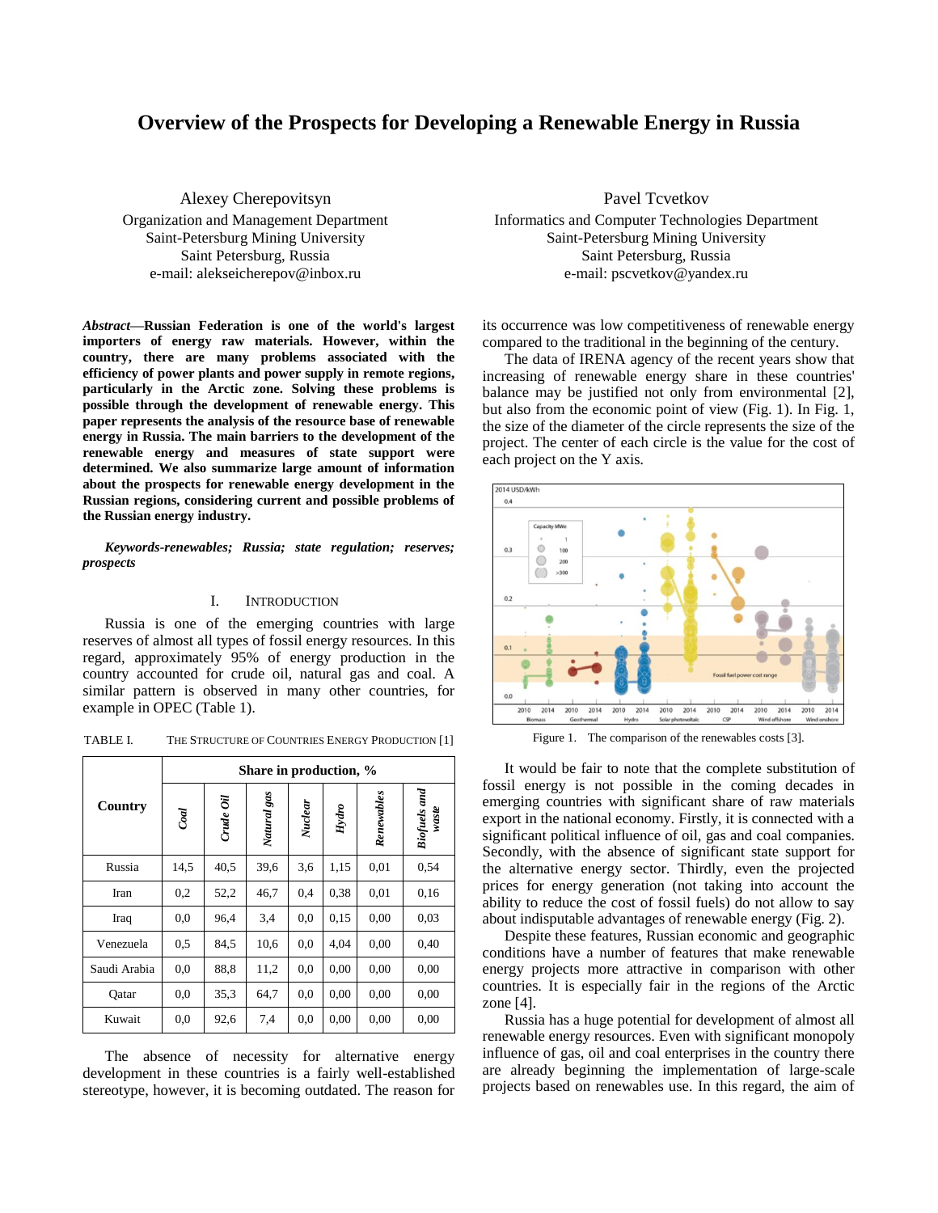#### Overview of the Prospects for Developing a Renewable Energy in Russia

Alexey Cherepovitsyn
Organization and Management Department
Saint-Petersburg Mining University
Saint Petersburg, Russia
e-mail: alekseicherepov@inbox.ru

Pavel Tcvetkov
Informatics and Computer Technologies Department
Saint-Petersburg Mining University
Saint Petersburg, Russia
e-mail: pscvetkov@yandex.ru

***Abstract*—Russian Federation is one of the world's largest importers of energy raw materials. However, within the country, there are many problems associated with the efficiency of power plants and power supply in remote regions, particularly in the Arctic zone. Solving these problems is possible through the development of renewable energy. This paper represents the analysis of the resource base of renewable energy in Russia. The main barriers to the development of the renewable energy and measures of state support were determined. We also summarize large amount of information about the prospects for renewable energy development in the Russian regions, considering current and possible problems of the Russian energy industry.**

***Keywords-renewables; Russia; state regulation; reserves; prospects***

## I. Introduction

Russia is one of the emerging countries with large reserves of almost all types of fossil energy resources. In this regard, approximately 95% of energy production in the country accounted for crude oil, natural gas and coal. A similar pattern is observed in many other countries, for example in OPEC (Table 1).

TABLE I. The Structure of Countries Energy Production [1]

| Country | Share in production, % | | | | | | |
|---|---|---|---|---|---|---|---|
| | *Coal* | *Crude Oil* | *Natural gas* | *Nuclear* | *Hydro* | *Renewables* | *Biofuels and waste* |
| Russia | 14,5 | 40,5 | 39,6 | 3,6 | 1,15 | 0,01 | 0,54 |
| Iran | 0,2 | 52,2 | 46,7 | 0,4 | 0,38 | 0,01 | 0,16 |
| Iraq | 0,0 | 96,4 | 3,4 | 0,0 | 0,15 | 0,00 | 0,03 |
| Venezuela | 0,5 | 84,5 | 10,6 | 0,0 | 4,04 | 0,00 | 0,40 |
| Saudi Arabia | 0,0 | 88,8 | 11,2 | 0,0 | 0,00 | 0,00 | 0,00 |
| Qatar | 0,0 | 35,3 | 64,7 | 0,0 | 0,00 | 0,00 | 0,00 |
| Kuwait | 0,0 | 92,6 | 7,4 | 0,0 | 0,00 | 0,00 | 0,00 |

The absence of necessity for alternative energy development in these countries is a fairly well-established stereotype, however, it is becoming outdated. The reason for its occurrence was low competitiveness of renewable energy compared to the traditional in the beginning of the century.

The data of IRENA agency of the recent years show that increasing of renewable energy share in these countries' balance may be justified not only from environmental [2], but also from the economic point of view (Fig. 1). In Fig. 1, the size of the diameter of the circle represents the size of the project. The center of each circle is the value for the cost of each project on the Y axis.

2014 USD/kWh
0.4
0.3
0.2
0.1
0.0
Capacity MWe
1
100
200
>300
Fossil fuel power cost range
2010 2014 2010 2014 2010 2014 2010 2014 2010 2014 2010 2014 2010 2014
Biomass Geothermal Hydro Solar photovoltaic CSP Wind offshore Wind onshore

Figure 1. The comparison of the renewables costs [3].

It would be fair to note that the complete substitution of fossil energy is not possible in the coming decades in emerging countries with significant share of raw materials export in the national economy. Firstly, it is connected with a significant political influence of oil, gas and coal companies. Secondly, with the absence of significant state support for the alternative energy sector. Thirdly, even the projected prices for energy generation (not taking into account the ability to reduce the cost of fossil fuels) do not allow to say about indisputable advantages of renewable energy (Fig. 2).

Despite these features, Russian economic and geographic conditions have a number of features that make renewable energy projects more attractive in comparison with other countries. It is especially fair in the regions of the Arctic zone [4].

Russia has a huge potential for development of almost all renewable energy resources. Even with significant monopoly influence of gas, oil and coal enterprises in the country there are already beginning the implementation of large-scale projects based on renewables use. In this regard, the aim of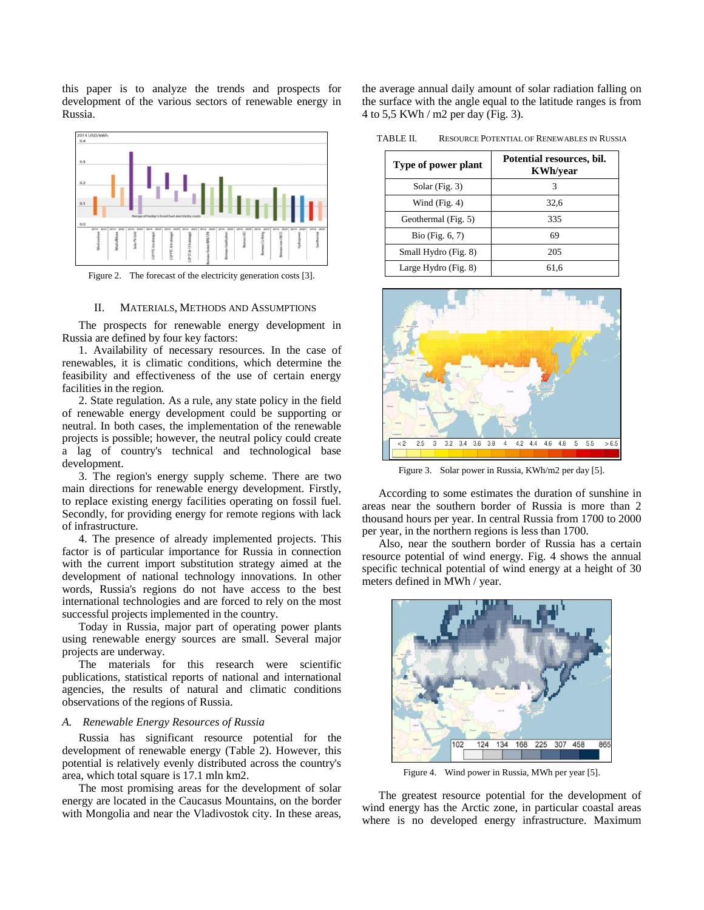this paper is to analyze the trends and prospects for development of the various sectors of renewable energy in Russia.

2014 USD/kWh

0.4

0.3

0.2

0.1

0.0

Range of today's fossil fuel electricity costs

Figure 2. The forecast of the electricity generation costs [3].

## II. Materials, Methods and Assumptions

The prospects for renewable energy development in Russia are defined by four key factors:

1. Availability of necessary resources. In the case of renewables, it is climatic conditions, which determine the feasibility and effectiveness of the use of certain energy facilities in the region.

2. State regulation. As a rule, any state policy in the field of renewable energy development could be supporting or neutral. In both cases, the implementation of the renewable projects is possible; however, the neutral policy could create a lag of country's technical and technological base development.

3. The region's energy supply scheme. There are two main directions for renewable energy development. Firstly, to replace existing energy facilities operating on fossil fuel. Secondly, for providing energy for remote regions with lack of infrastructure.

4. The presence of already implemented projects. This factor is of particular importance for Russia in connection with the current import substitution strategy aimed at the development of national technology innovations. In other words, Russia's regions do not have access to the best international technologies and are forced to rely on the most successful projects implemented in the country.

Today in Russia, major part of operating power plants using renewable energy sources are small. Several major projects are underway.

The materials for this research were scientific publications, statistical reports of national and international agencies, the results of natural and climatic conditions observations of the regions of Russia.

### *A. Renewable Energy Resources of Russia*

Russia has significant resource potential for the development of renewable energy (Table 2). However, this potential is relatively evenly distributed across the country's area, which total square is 17.1 mln km2.

The most promising areas for the development of solar energy are located in the Caucasus Mountains, on the border with Mongolia and near the Vladivostok city. In these areas, the average annual daily amount of solar radiation falling on the surface with the angle equal to the latitude ranges is from 4 to 5,5 KWh / m2 per day (Fig. 3).

TABLE II. Resource Potential of Renewables in Russia

| Type of power plant | Potential resources, bil. KWh/year |
|---|---|
| Solar (Fig. 3) | 3 |
| Wind (Fig. 4) | 32,6 |
| Geothermal (Fig. 5) | 335 |
| Bio (Fig. 6, 7) | 69 |
| Small Hydro (Fig. 8) | 205 |
| Large Hydro (Fig. 8) | 61,6 |

< 2 2.5 3 3.2 3.4 3.6 3.8 4 4.2 4.4 4.6 4.8 5 5.5 > 6.5

Figure 3. Solar power in Russia, KWh/m2 per day [5].

According to some estimates the duration of sunshine in areas near the southern border of Russia is more than 2 thousand hours per year. In central Russia from 1700 to 2000 per year, in the northern regions is less than 1700.

Also, near the southern border of Russia has a certain resource potential of wind energy. Fig. 4 shows the annual specific technical potential of wind energy at a height of 30 meters defined in MWh / year.

102 124 134 168 225 307 458 865

Figure 4. Wind power in Russia, MWh per year [5].

The greatest resource potential for the development of wind energy has the Arctic zone, in particular coastal areas where is no developed energy infrastructure. Maximum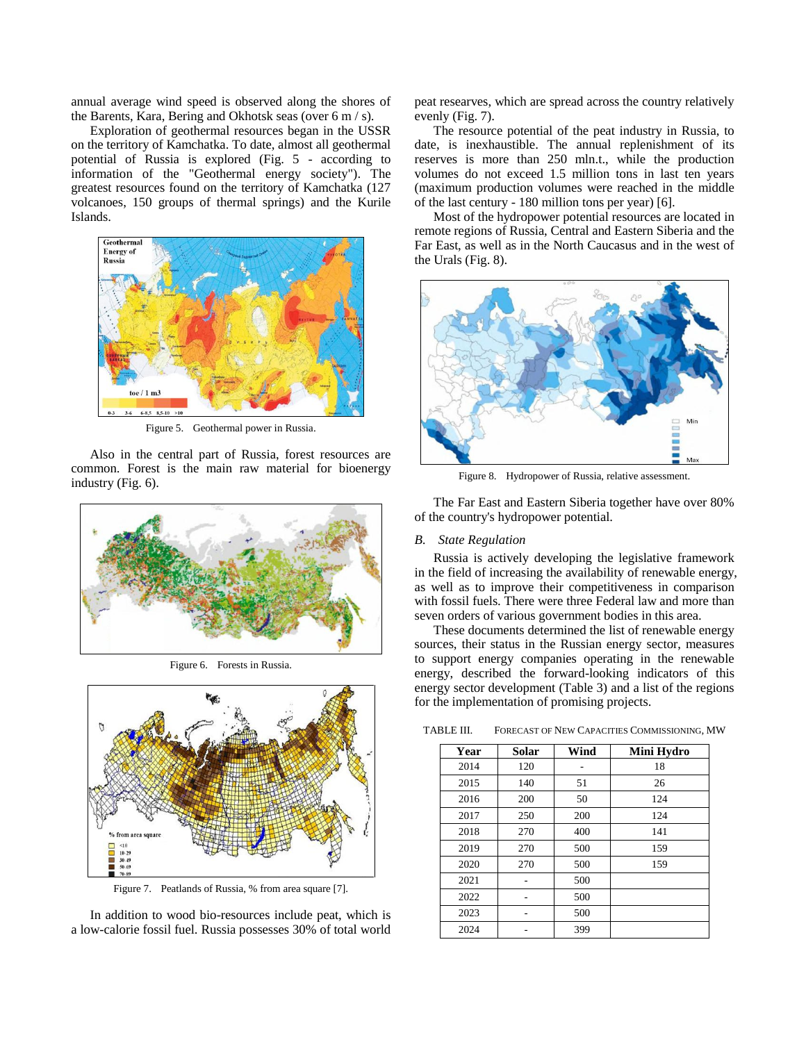annual average wind speed is observed along the shores of the Barents, Kara, Bering and Okhotsk seas (over 6 m / s).

Exploration of geothermal resources began in the USSR on the territory of Kamchatka. To date, almost all geothermal potential of Russia is explored (Fig. 5 - according to information of the "Geothermal energy society"). The greatest resources found on the territory of Kamchatka (127 volcanoes, 150 groups of thermal springs) and the Kurile Islands.

Figure 5. Geothermal power in Russia.

Also in the central part of Russia, forest resources are common. Forest is the main raw material for bioenergy industry (Fig. 6).

Figure 6. Forests in Russia.

Figure 7. Peatlands of Russia, % from area square [7].

In addition to wood bio-resources include peat, which is a low-calorie fossil fuel. Russia possesses 30% of total world peat researves, which are spread across the country relatively evenly (Fig. 7).

The resource potential of the peat industry in Russia, to date, is inexhaustible. The annual replenishment of its reserves is more than 250 mln.t., while the production volumes do not exceed 1.5 million tons in last ten years (maximum production volumes were reached in the middle of the last century - 180 million tons per year) [6].

Most of the hydropower potential resources are located in remote regions of Russia, Central and Eastern Siberia and the Far East, as well as in the North Caucasus and in the west of the Urals (Fig. 8).

Figure 8. Hydropower of Russia, relative assessment.

The Far East and Eastern Siberia together have over 80% of the country's hydropower potential.

### B. *State Regulation*

Russia is actively developing the legislative framework in the field of increasing the availability of renewable energy, as well as to improve their competitiveness in comparison with fossil fuels. There were three Federal law and more than seven orders of various government bodies in this area.

These documents determined the list of renewable energy sources, their status in the Russian energy sector, measures to support energy companies operating in the renewable energy, described the forward-looking indicators of this energy sector development (Table 3) and a list of the regions for the implementation of promising projects.

TABLE III. FORECAST OF NEW CAPACITIES COMMISSIONING, MW

| Year | Solar | Wind | Mini Hydro |
|---|---|---|---|
| 2014 | 120 | - | 18 |
| 2015 | 140 | 51 | 26 |
| 2016 | 200 | 50 | 124 |
| 2017 | 250 | 200 | 124 |
| 2018 | 270 | 400 | 141 |
| 2019 | 270 | 500 | 159 |
| 2020 | 270 | 500 | 159 |
| 2021 | - | 500 | |
| 2022 | - | 500 | |
| 2023 | - | 500 | |
| 2024 | - | 399 | |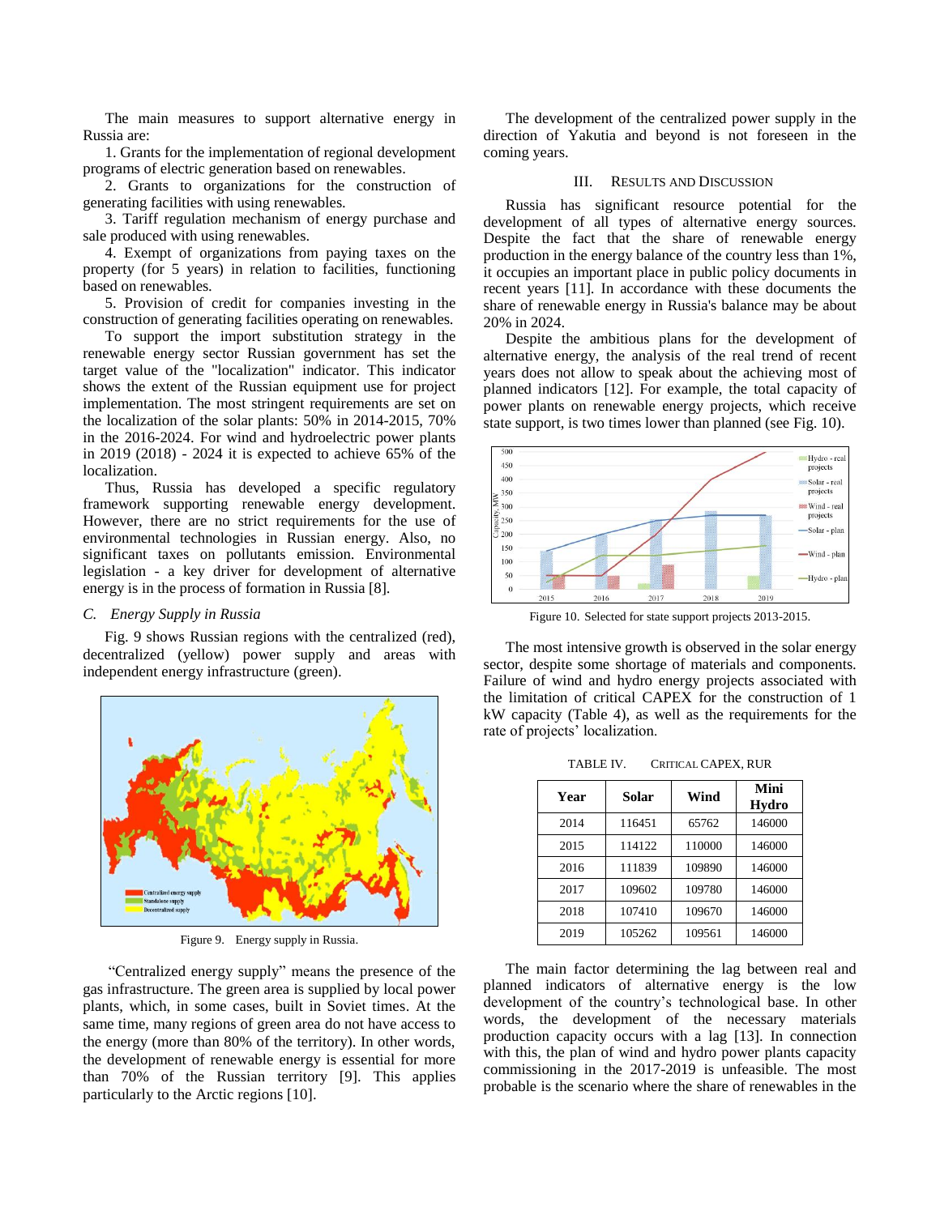The main measures to support alternative energy in Russia are:

1. Grants for the implementation of regional development programs of electric generation based on renewables.
2. Grants to organizations for the construction of generating facilities with using renewables.
3. Tariff regulation mechanism of energy purchase and sale produced with using renewables.
4. Exempt of organizations from paying taxes on the property (for 5 years) in relation to facilities, functioning based on renewables.
5. Provision of credit for companies investing in the construction of generating facilities operating on renewables.

To support the import substitution strategy in the renewable energy sector Russian government has set the target value of the "localization" indicator. This indicator shows the extent of the Russian equipment use for project implementation. The most stringent requirements are set on the localization of the solar plants: 50% in 2014-2015, 70% in the 2016-2024. For wind and hydroelectric power plants in 2019 (2018) - 2024 it is expected to achieve 65% of the localization.

Thus, Russia has developed a specific regulatory framework supporting renewable energy development. However, there are no strict requirements for the use of environmental technologies in Russian energy. Also, no significant taxes on pollutants emission. Environmental legislation - a key driver for development of alternative energy is in the process of formation in Russia [8].

### *C. Energy Supply in Russia*

Fig. 9 shows Russian regions with the centralized (red), decentralized (yellow) power supply and areas with independent energy infrastructure (green).

Centralized energy supply
Standalone supply
Decentralized supply

Figure 9. Energy supply in Russia.

"Centralized energy supply" means the presence of the gas infrastructure. The green area is supplied by local power plants, which, in some cases, built in Soviet times. At the same time, many regions of green area do not have access to the energy (more than 80% of the territory). In other words, the development of renewable energy is essential for more than 70% of the Russian territory [9]. This applies particularly to the Arctic regions [10].

The development of the centralized power supply in the direction of Yakutia and beyond is not foreseen in the coming years.

## III. Results and Discussion

Russia has significant resource potential for the development of all types of alternative energy sources. Despite the fact that the share of renewable energy production in the energy balance of the country less than 1%, it occupies an important place in public policy documents in recent years [11]. In accordance with these documents the share of renewable energy in Russia's balance may be about 20% in 2024.

Despite the ambitious plans for the development of alternative energy, the analysis of the real trend of recent years does not allow to speak about the achieving most of planned indicators [12]. For example, the total capacity of power plants on renewable energy projects, which receive state support, is two times lower than planned (see Fig. 10).

Capacity, MW
500
450
400
350
300
250
200
150
100
50
0
2015
2016
2017
2018
2019
Hydro - real projects
Solar - real projects
Wind - real projects
Solar - plan
Wind - plan
Hydro - plan

Figure 10. Selected for state support projects 2013-2015.

The most intensive growth is observed in the solar energy sector, despite some shortage of materials and components. Failure of wind and hydro energy projects associated with the limitation of critical CAPEX for the construction of 1 kW capacity (Table 4), as well as the requirements for the rate of projects' localization.

TABLE IV. Critical CAPEX, RUR

| Year | Solar | Wind | Mini Hydro |
|---|---|---|---|
| 2014 | 116451 | 65762 | 146000 |
| 2015 | 114122 | 110000 | 146000 |
| 2016 | 111839 | 109890 | 146000 |
| 2017 | 109602 | 109780 | 146000 |
| 2018 | 107410 | 109670 | 146000 |
| 2019 | 105262 | 109561 | 146000 |

The main factor determining the lag between real and planned indicators of alternative energy is the low development of the country's technological base. In other words, the development of the necessary materials production capacity occurs with a lag [13]. In connection with this, the plan of wind and hydro power plants capacity commissioning in the 2017-2019 is unfeasible. The most probable is the scenario where the share of renewables in the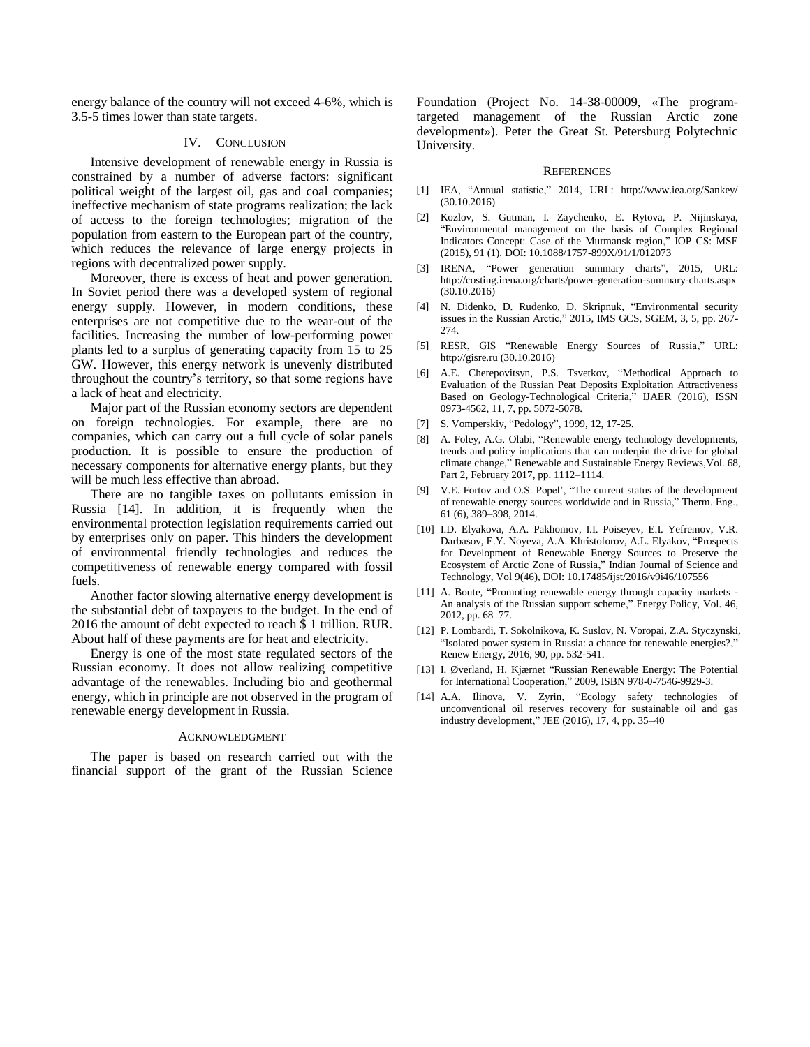energy balance of the country will not exceed 4-6%, which is 3.5-5 times lower than state targets.

## IV. Conclusion

Intensive development of renewable energy in Russia is constrained by a number of adverse factors: significant political weight of the largest oil, gas and coal companies; ineffective mechanism of state programs realization; the lack of access to the foreign technologies; migration of the population from eastern to the European part of the country, which reduces the relevance of large energy projects in regions with decentralized power supply.

Moreover, there is excess of heat and power generation. In Soviet period there was a developed system of regional energy supply. However, in modern conditions, these enterprises are not competitive due to the wear-out of the facilities. Increasing the number of low-performing power plants led to a surplus of generating capacity from 15 to 25 GW. However, this energy network is unevenly distributed throughout the country's territory, so that some regions have a lack of heat and electricity.

Major part of the Russian economy sectors are dependent on foreign technologies. For example, there are no companies, which can carry out a full cycle of solar panels production. It is possible to ensure the production of necessary components for alternative energy plants, but they will be much less effective than abroad.

There are no tangible taxes on pollutants emission in Russia [14]. In addition, it is frequently when the environmental protection legislation requirements carried out by enterprises only on paper. This hinders the development of environmental friendly technologies and reduces the competitiveness of renewable energy compared with fossil fuels.

Another factor slowing alternative energy development is the substantial debt of taxpayers to the budget. In the end of 2016 the amount of debt expected to reach $ 1 trillion. RUR. About half of these payments are for heat and electricity.

Energy is one of the most state regulated sectors of the Russian economy. It does not allow realizing competitive advantage of the renewables. Including bio and geothermal energy, which in principle are not observed in the program of renewable energy development in Russia.

## Acknowledgment

The paper is based on research carried out with the financial support of the grant of the Russian Science Foundation (Project No. 14-38-00009, «The program-targeted management of the Russian Arctic zone development»). Peter the Great St. Petersburg Polytechnic University.

## References

[1] IEA, "Annual statistic," 2014, URL: http://www.iea.org/Sankey/ (30.10.2016)

[2] Kozlov, S. Gutman, I. Zaychenko, E. Rytova, P. Nijinskaya, "Environmental management on the basis of Complex Regional Indicators Concept: Case of the Murmansk region," IOP CS: MSE (2015), 91 (1). DOI: 10.1088/1757-899X/91/1/012073

[3] IRENA, "Power generation summary charts", 2015, URL: http://costing.irena.org/charts/power-generation-summary-charts.aspx (30.10.2016)

[4] N. Didenko, D. Rudenko, D. Skripnuk, "Environmental security issues in the Russian Arctic," 2015, IMS GCS, SGEM, 3, 5, pp. 267-274.

[5] RESR, GIS "Renewable Energy Sources of Russia," URL: http://gisre.ru (30.10.2016)

[6] A.E. Cherepovitsyn, P.S. Tsvetkov, "Methodical Approach to Evaluation of the Russian Peat Deposits Exploitation Attractiveness Based on Geology-Technological Criteria," IJAER (2016), ISSN 0973-4562, 11, 7, pp. 5072-5078.

[7] S. Vomperskiy, "Pedology", 1999, 12, 17-25.

[8] A. Foley, A.G. Olabi, "Renewable energy technology developments, trends and policy implications that can underpin the drive for global climate change," Renewable and Sustainable Energy Reviews,Vol. 68, Part 2, February 2017, pp. 1112–1114.

[9] V.E. Fortov and O.S. Popel', "The current status of the development of renewable energy sources worldwide and in Russia," Therm. Eng., 61 (6), 389–398, 2014.

[10] I.D. Elyakova, A.A. Pakhomov, I.I. Poiseyev, E.I. Yefremov, V.R. Darbasov, E.Y. Noyeva, A.A. Khristoforov, A.L. Elyakov, "Prospects for Development of Renewable Energy Sources to Preserve the Ecosystem of Arctic Zone of Russia," Indian Journal of Science and Technology, Vol 9(46), DOI: 10.17485/ijst/2016/v9i46/107556

[11] A. Boute, "Promoting renewable energy through capacity markets - An analysis of the Russian support scheme," Energy Policy, Vol. 46, 2012, pp. 68–77.

[12] P. Lombardi, T. Sokolnikova, K. Suslov, N. Voropai, Z.A. Styczynski, "Isolated power system in Russia: a chance for renewable energies?," Renew Energy, 2016, 90, pp. 532-541.

[13] I. Øverland, H. Kjærnet "Russian Renewable Energy: The Potential for International Cooperation," 2009, ISBN 978-0-7546-9929-3.

[14] A.A. Ilinova, V. Zyrin, "Ecology safety technologies of unconventional oil reserves recovery for sustainable oil and gas industry development," JEE (2016), 17, 4, pp. 35–40